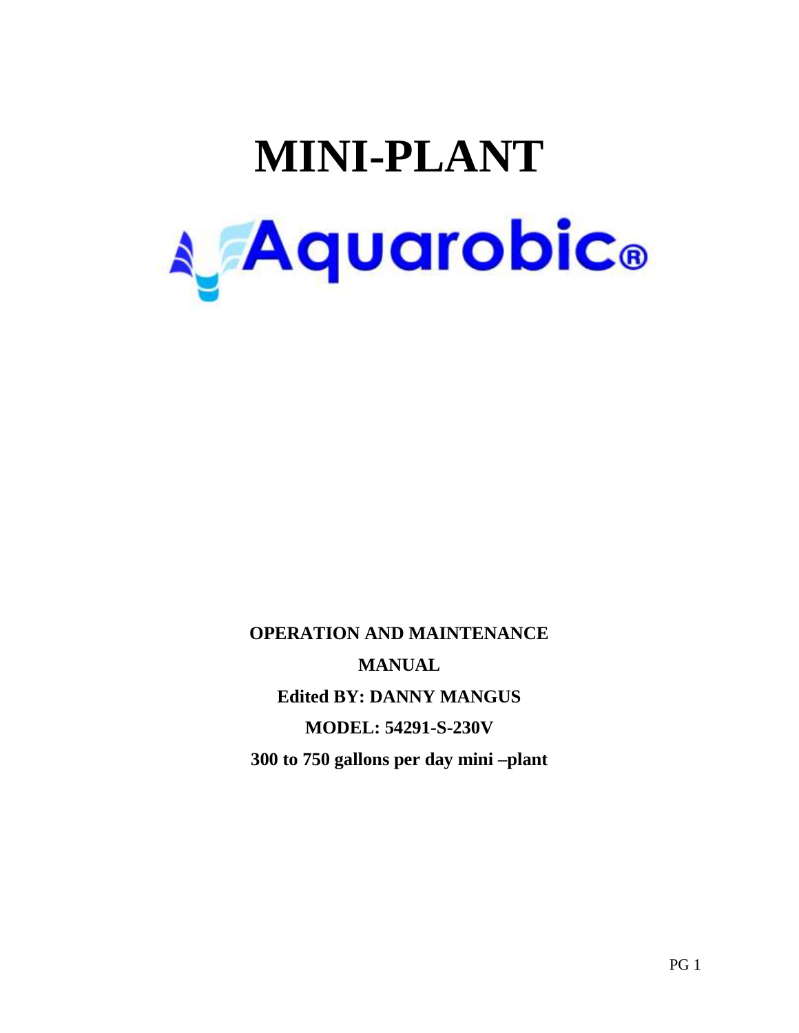# MINI-PLANT

**Aquarobic®**

**OPERATION AND MAINTENANCE**

**MANUAL**

**Edited BY: DANNY MANGUS**

**MODEL: 54291-S-230V**

**300 to 750 gallons per day mini –plant**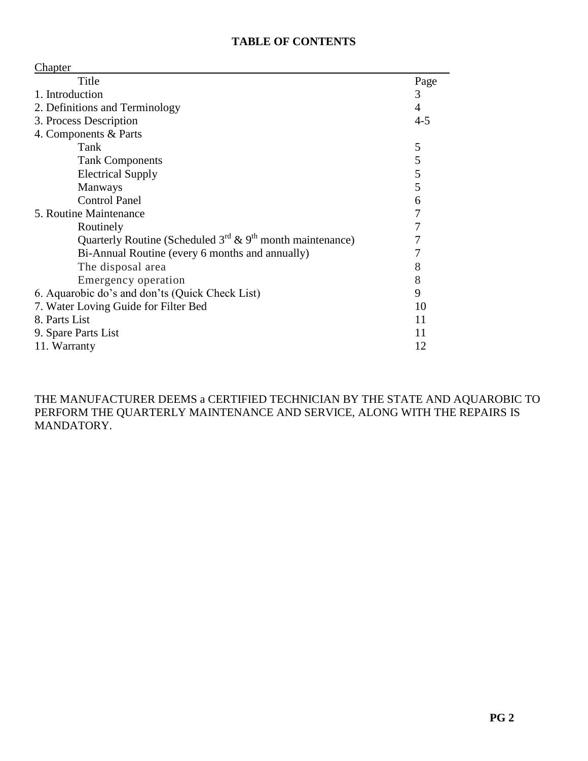# TABLE OF CONTENTS

| Chapter Title | Page |
|---|---|
| 1. Introduction | 3 |
| 2. Definitions and Terminology | 4 |
| 3. Process Description | 4-5 |
| 4. Components & Parts | |
| Tank | 5 |
| Tank Components | 5 |
| Electrical Supply | 5 |
| Manways | 5 |
| Control Panel | 6 |
| 5. Routine Maintenance | 7 |
| Routinely | 7 |
| Quarterly Routine (Scheduled 3rd & 9th month maintenance) | 7 |
| Bi-Annual Routine (every 6 months and annually) | 7 |
| The disposal area | 8 |
| Emergency operation | 8 |
| 6. Aquarobic do's and don'ts (Quick Check List) | 9 |
| 7. Water Loving Guide for Filter Bed | 10 |
| 8. Parts List | 11 |
| 9. Spare Parts List | 11 |
| 11. Warranty | 12 |

THE MANUFACTURER DEEMS a CERTIFIED TECHNICIAN BY THE STATE AND AQUAROBIC TO PERFORM THE QUARTERLY MAINTENANCE AND SERVICE, ALONG WITH THE REPAIRS IS MANDATORY.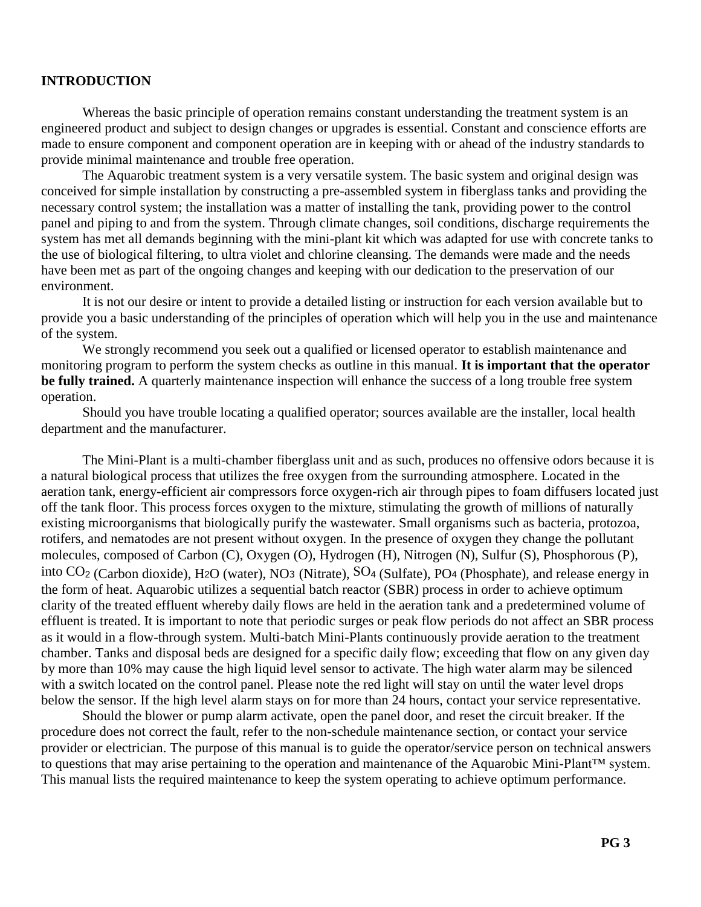**INTRODUCTION**

Whereas the basic principle of operation remains constant understanding the treatment system is an engineered product and subject to design changes or upgrades is essential. Constant and conscience efforts are made to ensure component and component operation are in keeping with or ahead of the industry standards to provide minimal maintenance and trouble free operation.

The Aquarobic treatment system is a very versatile system. The basic system and original design was conceived for simple installation by constructing a pre-assembled system in fiberglass tanks and providing the necessary control system; the installation was a matter of installing the tank, providing power to the control panel and piping to and from the system. Through climate changes, soil conditions, discharge requirements the system has met all demands beginning with the mini-plant kit which was adapted for use with concrete tanks to the use of biological filtering, to ultra violet and chlorine cleansing. The demands were made and the needs have been met as part of the ongoing changes and keeping with our dedication to the preservation of our environment.

It is not our desire or intent to provide a detailed listing or instruction for each version available but to provide you a basic understanding of the principles of operation which will help you in the use and maintenance of the system.

We strongly recommend you seek out a qualified or licensed operator to establish maintenance and monitoring program to perform the system checks as outline in this manual. **It is important that the operator be fully trained.** A quarterly maintenance inspection will enhance the success of a long trouble free system operation.

Should you have trouble locating a qualified operator; sources available are the installer, local health department and the manufacturer.

The Mini-Plant is a multi-chamber fiberglass unit and as such, produces no offensive odors because it is a natural biological process that utilizes the free oxygen from the surrounding atmosphere. Located in the aeration tank, energy-efficient air compressors force oxygen-rich air through pipes to foam diffusers located just off the tank floor. This process forces oxygen to the mixture, stimulating the growth of millions of naturally existing microorganisms that biologically purify the wastewater. Small organisms such as bacteria, protozoa, rotifers, and nematodes are not present without oxygen. In the presence of oxygen they change the pollutant molecules, composed of Carbon (C), Oxygen (O), Hydrogen (H), Nitrogen (N), Sulfur (S), Phosphorous (P), into $CO_2$ (Carbon dioxide), $H_2O$ (water), $NO_3$ (Nitrate), $SO_4$ (Sulfate), $PO_4$ (Phosphate), and release energy in the form of heat. Aquarobic utilizes a sequential batch reactor (SBR) process in order to achieve optimum clarity of the treated effluent whereby daily flows are held in the aeration tank and a predetermined volume of effluent is treated. It is important to note that periodic surges or peak flow periods do not affect an SBR process as it would in a flow-through system. Multi-batch Mini-Plants continuously provide aeration to the treatment chamber. Tanks and disposal beds are designed for a specific daily flow; exceeding that flow on any given day by more than 10% may cause the high liquid level sensor to activate. The high water alarm may be silenced with a switch located on the control panel. Please note the red light will stay on until the water level drops below the sensor. If the high level alarm stays on for more than 24 hours, contact your service representative.

Should the blower or pump alarm activate, open the panel door, and reset the circuit breaker. If the procedure does not correct the fault, refer to the non-schedule maintenance section, or contact your service provider or electrician. The purpose of this manual is to guide the operator/service person on technical answers to questions that may arise pertaining to the operation and maintenance of the Aquarobic Mini-Plant™ system. This manual lists the required maintenance to keep the system operating to achieve optimum performance.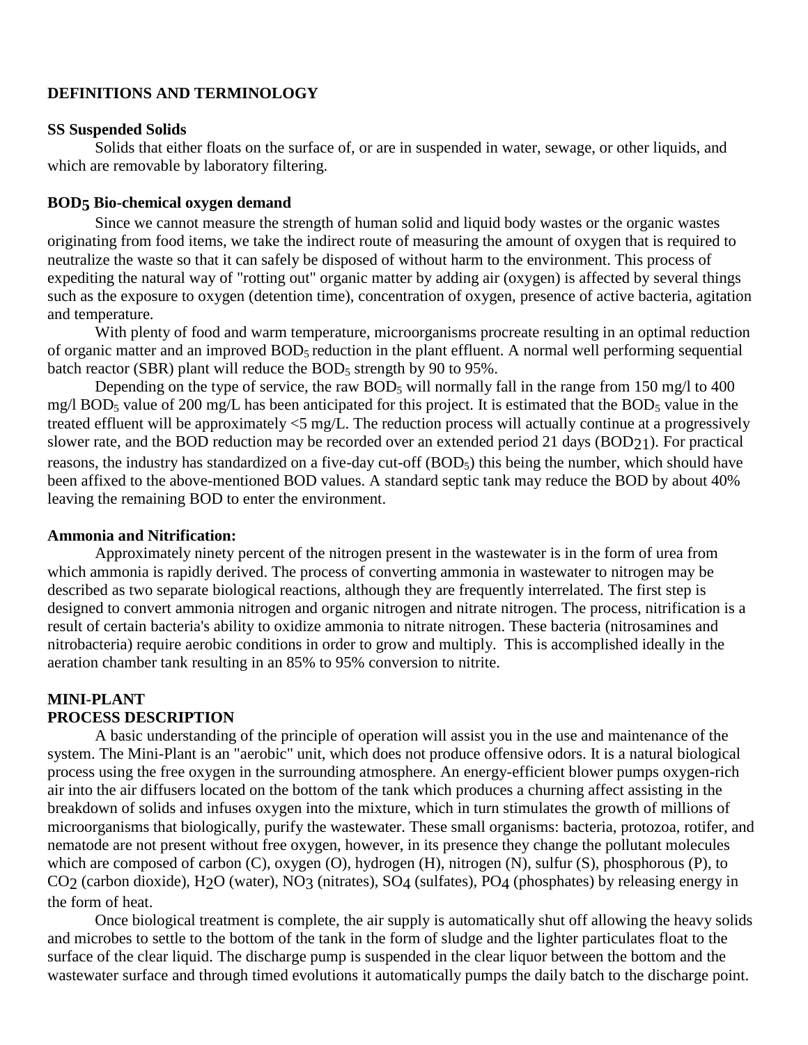## DEFINITIONS AND TERMINOLOGY

### SS Suspended Solids

Solids that either floats on the surface of, or are in suspended in water, sewage, or other liquids, and which are removable by laboratory filtering.

### $BOD_5$ Bio-chemical oxygen demand

Since we cannot measure the strength of human solid and liquid body wastes or the organic wastes originating from food items, we take the indirect route of measuring the amount of oxygen that is required to neutralize the waste so that it can safely be disposed of without harm to the environment. This process of expediting the natural way of "rotting out" organic matter by adding air (oxygen) is affected by several things such as the exposure to oxygen (detention time), concentration of oxygen, presence of active bacteria, agitation and temperature.

With plenty of food and warm temperature, microorganisms procreate resulting in an optimal reduction of organic matter and an improved $BOD_5$ reduction in the plant effluent. A normal well performing sequential batch reactor (SBR) plant will reduce the $BOD_5$ strength by 90 to 95%.

Depending on the type of service, the raw $BOD_5$ will normally fall in the range from 150 mg/l to 400 mg/l $BOD_5$ value of 200 mg/L has been anticipated for this project. It is estimated that the $BOD_5$ value in the treated effluent will be approximately <5 mg/L. The reduction process will actually continue at a progressively slower rate, and the BOD reduction may be recorded over an extended period 21 days ($BOD_{21}$). For practical reasons, the industry has standardized on a five-day cut-off ($BOD_5$) this being the number, which should have been affixed to the above-mentioned BOD values. A standard septic tank may reduce the BOD by about 40% leaving the remaining BOD to enter the environment.

### Ammonia and Nitrification:

Approximately ninety percent of the nitrogen present in the wastewater is in the form of urea from which ammonia is rapidly derived. The process of converting ammonia in wastewater to nitrogen may be described as two separate biological reactions, although they are frequently interrelated. The first step is designed to convert ammonia nitrogen and organic nitrogen and nitrate nitrogen. The process, nitrification is a result of certain bacteria's ability to oxidize ammonia to nitrate nitrogen. These bacteria (nitrosamines and nitrobacteria) require aerobic conditions in order to grow and multiply. This is accomplished ideally in the aeration chamber tank resulting in an 85% to 95% conversion to nitrite.

## MINI-PLANT
## PROCESS DESCRIPTION

A basic understanding of the principle of operation will assist you in the use and maintenance of the system. The Mini-Plant is an "aerobic" unit, which does not produce offensive odors. It is a natural biological process using the free oxygen in the surrounding atmosphere. An energy-efficient blower pumps oxygen-rich air into the air diffusers located on the bottom of the tank which produces a churning affect assisting in the breakdown of solids and infuses oxygen into the mixture, which in turn stimulates the growth of millions of microorganisms that biologically, purify the wastewater. These small organisms: bacteria, protozoa, rotifer, and nematode are not present without free oxygen, however, in its presence they change the pollutant molecules which are composed of carbon (C), oxygen (O), hydrogen (H), nitrogen (N), sulfur (S), phosphorous (P), to $CO_2$ (carbon dioxide), $H_2O$ (water), $NO_3$ (nitrates), $SO_4$ (sulfates), $PO_4$ (phosphates) by releasing energy in the form of heat.

Once biological treatment is complete, the air supply is automatically shut off allowing the heavy solids and microbes to settle to the bottom of the tank in the form of sludge and the lighter particulates float to the surface of the clear liquid. The discharge pump is suspended in the clear liquor between the bottom and the wastewater surface and through timed evolutions it automatically pumps the daily batch to the discharge point.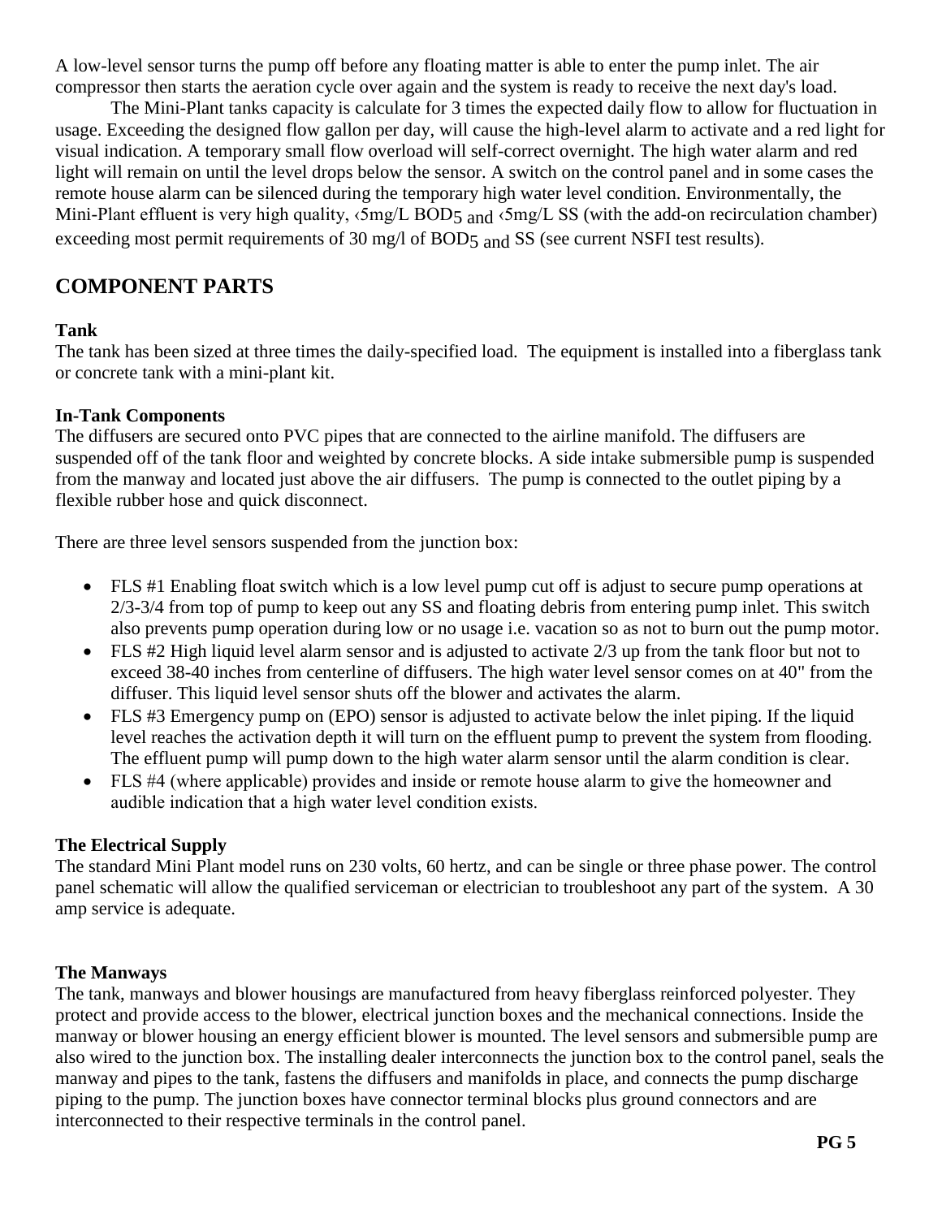A low-level sensor turns the pump off before any floating matter is able to enter the pump inlet. The air compressor then starts the aeration cycle over again and the system is ready to receive the next day's load.

The Mini-Plant tanks capacity is calculate for 3 times the expected daily flow to allow for fluctuation in usage. Exceeding the designed flow gallon per day, will cause the high-level alarm to activate and a red light for visual indication. A temporary small flow overload will self-correct overnight. The high water alarm and red light will remain on until the level drops below the sensor. A switch on the control panel and in some cases the remote house alarm can be silenced during the temporary high water level condition. Environmentally, the Mini-Plant effluent is very high quality, ‹5mg/L $BOD_5$ and ‹5mg/L SS (with the add-on recirculation chamber) exceeding most permit requirements of 30 mg/l of $BOD_5$ and SS (see current NSFI test results).

## COMPONENT PARTS

**Tank**

The tank has been sized at three times the daily-specified load. The equipment is installed into a fiberglass tank or concrete tank with a mini-plant kit.

**In-Tank Components**

The diffusers are secured onto PVC pipes that are connected to the airline manifold. The diffusers are suspended off of the tank floor and weighted by concrete blocks. A side intake submersible pump is suspended from the manway and located just above the air diffusers. The pump is connected to the outlet piping by a flexible rubber hose and quick disconnect.

There are three level sensors suspended from the junction box:

- FLS #1 Enabling float switch which is a low level pump cut off is adjust to secure pump operations at 2/3-3/4 from top of pump to keep out any SS and floating debris from entering pump inlet. This switch also prevents pump operation during low or no usage i.e. vacation so as not to burn out the pump motor.
- FLS #2 High liquid level alarm sensor and is adjusted to activate 2/3 up from the tank floor but not to exceed 38-40 inches from centerline of diffusers. The high water level sensor comes on at 40" from the diffuser. This liquid level sensor shuts off the blower and activates the alarm.
- FLS #3 Emergency pump on (EPO) sensor is adjusted to activate below the inlet piping. If the liquid level reaches the activation depth it will turn on the effluent pump to prevent the system from flooding. The effluent pump will pump down to the high water alarm sensor until the alarm condition is clear.
- FLS #4 (where applicable) provides and inside or remote house alarm to give the homeowner and audible indication that a high water level condition exists.

**The Electrical Supply**

The standard Mini Plant model runs on 230 volts, 60 hertz, and can be single or three phase power. The control panel schematic will allow the qualified serviceman or electrician to troubleshoot any part of the system. A 30 amp service is adequate.

**The Manways**

The tank, manways and blower housings are manufactured from heavy fiberglass reinforced polyester. They protect and provide access to the blower, electrical junction boxes and the mechanical connections. Inside the manway or blower housing an energy efficient blower is mounted. The level sensors and submersible pump are also wired to the junction box. The installing dealer interconnects the junction box to the control panel, seals the manway and pipes to the tank, fastens the diffusers and manifolds in place, and connects the pump discharge piping to the pump. The junction boxes have connector terminal blocks plus ground connectors and are interconnected to their respective terminals in the control panel.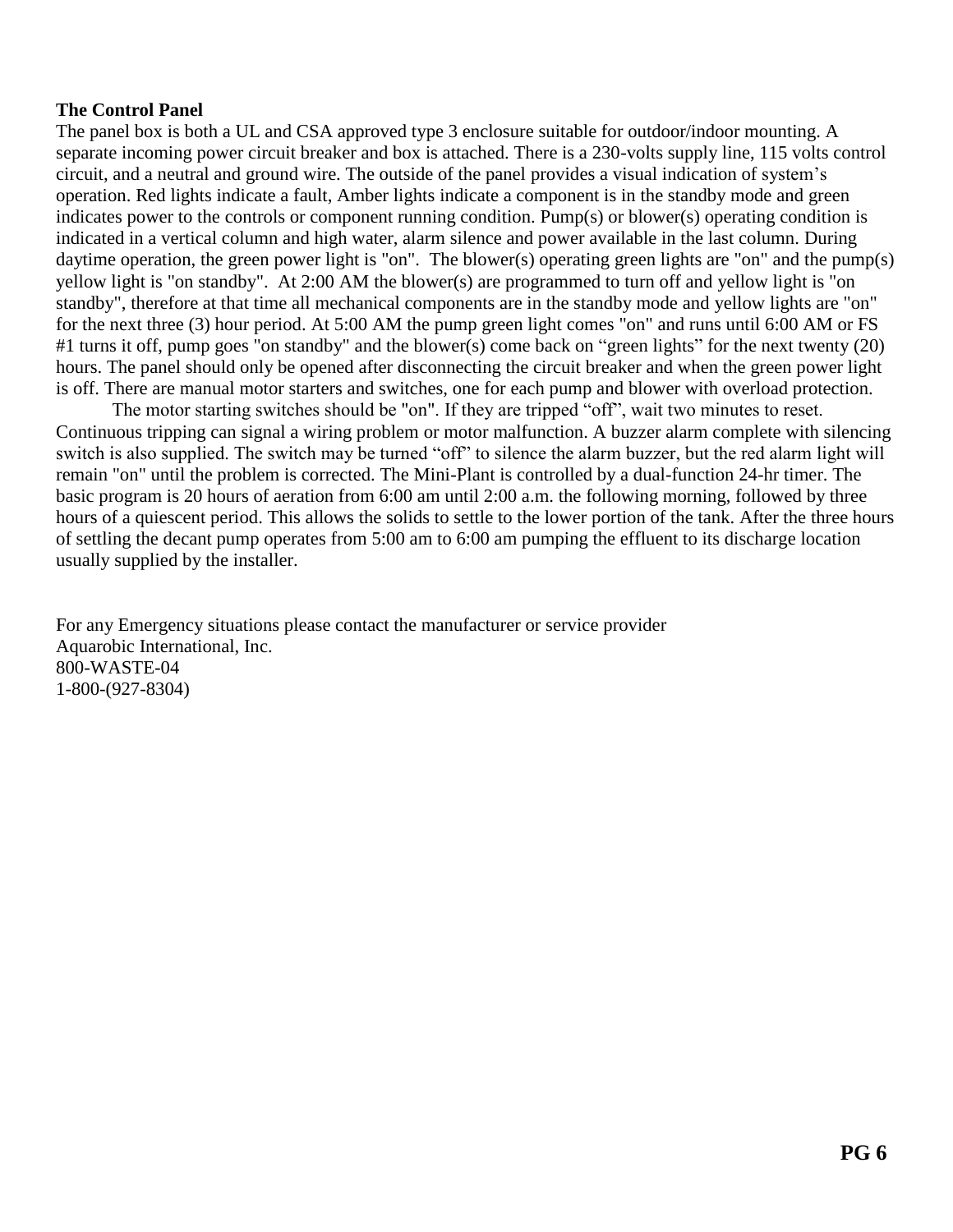**The Control Panel**

The panel box is both a UL and CSA approved type 3 enclosure suitable for outdoor/indoor mounting. A separate incoming power circuit breaker and box is attached. There is a 230-volts supply line, 115 volts control circuit, and a neutral and ground wire. The outside of the panel provides a visual indication of system's operation. Red lights indicate a fault, Amber lights indicate a component is in the standby mode and green indicates power to the controls or component running condition. Pump(s) or blower(s) operating condition is indicated in a vertical column and high water, alarm silence and power available in the last column. During daytime operation, the green power light is "on". The blower(s) operating green lights are "on" and the pump(s) yellow light is "on standby". At 2:00 AM the blower(s) are programmed to turn off and yellow light is "on standby", therefore at that time all mechanical components are in the standby mode and yellow lights are "on" for the next three (3) hour period. At 5:00 AM the pump green light comes "on" and runs until 6:00 AM or FS #1 turns it off, pump goes "on standby" and the blower(s) come back on "green lights" for the next twenty (20) hours. The panel should only be opened after disconnecting the circuit breaker and when the green power light is off. There are manual motor starters and switches, one for each pump and blower with overload protection.

The motor starting switches should be "on". If they are tripped "off", wait two minutes to reset. Continuous tripping can signal a wiring problem or motor malfunction. A buzzer alarm complete with silencing switch is also supplied. The switch may be turned "off" to silence the alarm buzzer, but the red alarm light will remain "on" until the problem is corrected. The Mini-Plant is controlled by a dual-function 24-hr timer. The basic program is 20 hours of aeration from 6:00 am until 2:00 a.m. the following morning, followed by three hours of a quiescent period. This allows the solids to settle to the lower portion of the tank. After the three hours of settling the decant pump operates from 5:00 am to 6:00 am pumping the effluent to its discharge location usually supplied by the installer.

For any Emergency situations please contact the manufacturer or service provider
Aquarobic International, Inc.
800-WASTE-04
1-800-(927-8304)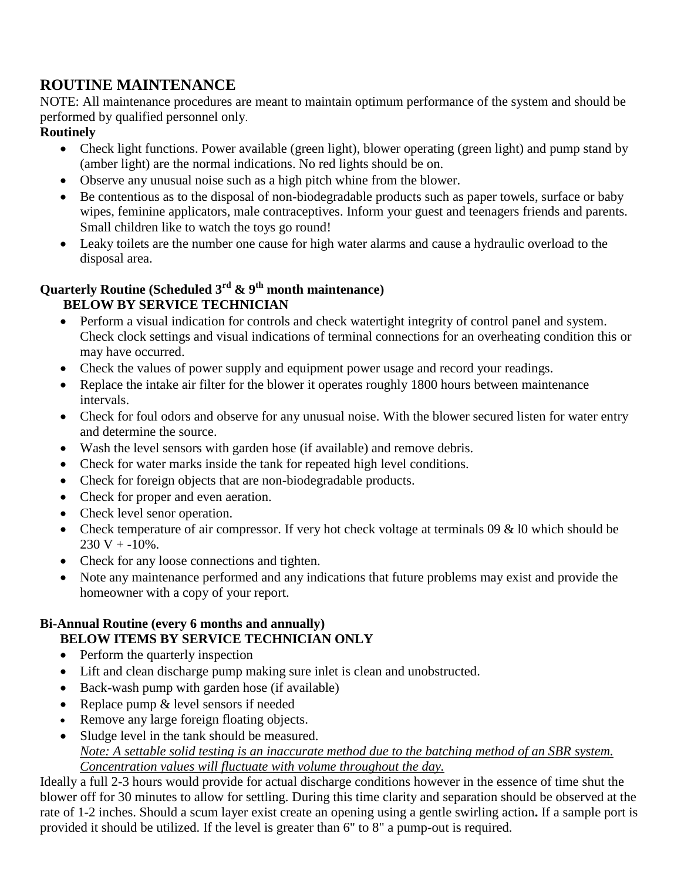## ROUTINE MAINTENANCE

NOTE: All maintenance procedures are meant to maintain optimum performance of the system and should be performed by qualified personnel only.

**Routinely**

- Check light functions. Power available (green light), blower operating (green light) and pump stand by (amber light) are the normal indications. No red lights should be on.
- Observe any unusual noise such as a high pitch whine from the blower.
- Be contentious as to the disposal of non-biodegradable products such as paper towels, surface or baby wipes, feminine applicators, male contraceptives. Inform your guest and teenagers friends and parents. Small children like to watch the toys go round!
- Leaky toilets are the number one cause for high water alarms and cause a hydraulic overload to the disposal area.

**Quarterly Routine (Scheduled 3rd & 9th month maintenance)**

**BELOW BY SERVICE TECHNICIAN**

- Perform a visual indication for controls and check watertight integrity of control panel and system. Check clock settings and visual indications of terminal connections for an overheating condition this or may have occurred.
- Check the values of power supply and equipment power usage and record your readings.
- Replace the intake air filter for the blower it operates roughly 1800 hours between maintenance intervals.
- Check for foul odors and observe for any unusual noise. With the blower secured listen for water entry and determine the source.
- Wash the level sensors with garden hose (if available) and remove debris.
- Check for water marks inside the tank for repeated high level conditions.
- Check for foreign objects that are non-biodegradable products.
- Check for proper and even aeration.
- Check level senor operation.
- Check temperature of air compressor. If very hot check voltage at terminals 09 & l0 which should be 230 V + -10%.
- Check for any loose connections and tighten.
- Note any maintenance performed and any indications that future problems may exist and provide the homeowner with a copy of your report.

**Bi-Annual Routine (every 6 months and annually)**

**BELOW ITEMS BY SERVICE TECHNICIAN ONLY**

- Perform the quarterly inspection
- Lift and clean discharge pump making sure inlet is clean and unobstructed.
- Back-wash pump with garden hose (if available)
- Replace pump & level sensors if needed
- Remove any large foreign floating objects.
- Sludge level in the tank should be measured.
  *Note: A settable solid testing is an inaccurate method due to the batching method of an SBR system. Concentration values will fluctuate with volume throughout the day.*

Ideally a full 2-3 hours would provide for actual discharge conditions however in the essence of time shut the blower off for 30 minutes to allow for settling. During this time clarity and separation should be observed at the rate of 1-2 inches. Should a scum layer exist create an opening using a gentle swirling action**.** If a sample port is provided it should be utilized. If the level is greater than 6" to 8" a pump-out is required.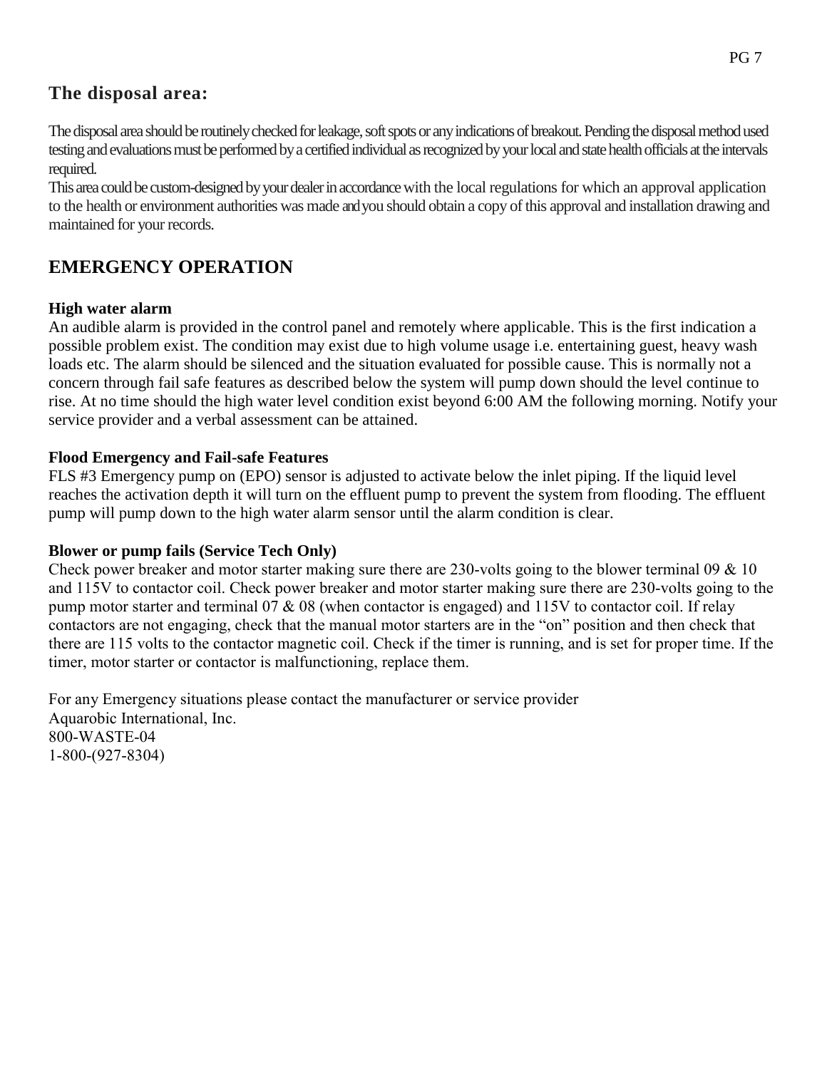## The disposal area:

The disposal area should be routinely checked for leakage, soft spots or any indications of breakout. Pending the disposal method used testing and evaluations must be performed by a certified individual as recognized by your local and state health officials at the intervals required.
This area could be custom-designed by your dealer in accordance with the local regulations for which an approval application to the health or environment authorities was made and you should obtain a copy of this approval and installation drawing and maintained for your records.

## EMERGENCY OPERATION

**High water alarm**
An audible alarm is provided in the control panel and remotely where applicable. This is the first indication a possible problem exist. The condition may exist due to high volume usage i.e. entertaining guest, heavy wash loads etc. The alarm should be silenced and the situation evaluated for possible cause. This is normally not a concern through fail safe features as described below the system will pump down should the level continue to rise. At no time should the high water level condition exist beyond 6:00 AM the following morning. Notify your service provider and a verbal assessment can be attained.

**Flood Emergency and Fail-safe Features**
FLS #3 Emergency pump on (EPO) sensor is adjusted to activate below the inlet piping. If the liquid level reaches the activation depth it will turn on the effluent pump to prevent the system from flooding. The effluent pump will pump down to the high water alarm sensor until the alarm condition is clear.

**Blower or pump fails (Service Tech Only)**
Check power breaker and motor starter making sure there are 230-volts going to the blower terminal 09 & 10 and 115V to contactor coil. Check power breaker and motor starter making sure there are 230-volts going to the pump motor starter and terminal 07 & 08 (when contactor is engaged) and 115V to contactor coil. If relay contactors are not engaging, check that the manual motor starters are in the "on" position and then check that there are 115 volts to the contactor magnetic coil. Check if the timer is running, and is set for proper time. If the timer, motor starter or contactor is malfunctioning, replace them.

For any Emergency situations please contact the manufacturer or service provider
Aquarobic International, Inc.
800-WASTE-04
1-800-(927-8304)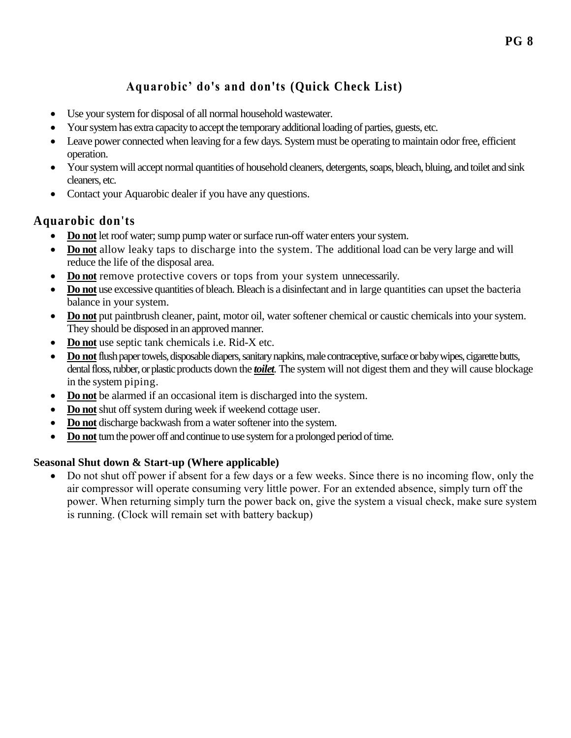## Aquarobic' do's and don'ts (Quick Check List)

- Use your system for disposal of all normal household wastewater.
- Your system has extra capacity to accept the temporary additional loading of parties, guests, etc.
- Leave power connected when leaving for a few days. System must be operating to maintain odor free, efficient operation.
- Your system will accept normal quantities of household cleaners, detergents, soaps, bleach, bluing, and toilet and sink cleaners, etc.
- Contact your Aquarobic dealer if you have any questions.

## Aquarobic don'ts

- **Do not** let roof water; sump pump water or surface run-off water enters your system.
- **Do not** allow leaky taps to discharge into the system. The additional load can be very large and will reduce the life of the disposal area.
- **Do not** remove protective covers or tops from your system unnecessarily.
- **Do not** use excessive quantities of bleach. Bleach is a disinfectant and in large quantities can upset the bacteria balance in your system.
- **Do not** put paintbrush cleaner, paint, motor oil, water softener chemical or caustic chemicals into your system. They should be disposed in an approved manner.
- **Do not** use septic tank chemicals i.e. Rid-X etc.
- **Do not** flush paper towels, disposable diapers, sanitary napkins, male contraceptive, surface or baby wipes, cigarette butts, dental floss, rubber, or plastic products down the ***toilet***. The system will not digest them and they will cause blockage in the system piping.
- **Do not** be alarmed if an occasional item is discharged into the system.
- **Do not** shut off system during week if weekend cottage user.
- **Do not** discharge backwash from a water softener into the system.
- **Do not** turn the power off and continue to use system for a prolonged period of time.

### Seasonal Shut down & Start-up (Where applicable)

- Do not shut off power if absent for a few days or a few weeks. Since there is no incoming flow, only the air compressor will operate consuming very little power. For an extended absence, simply turn off the power. When returning simply turn the power back on, give the system a visual check, make sure system is running. (Clock will remain set with battery backup)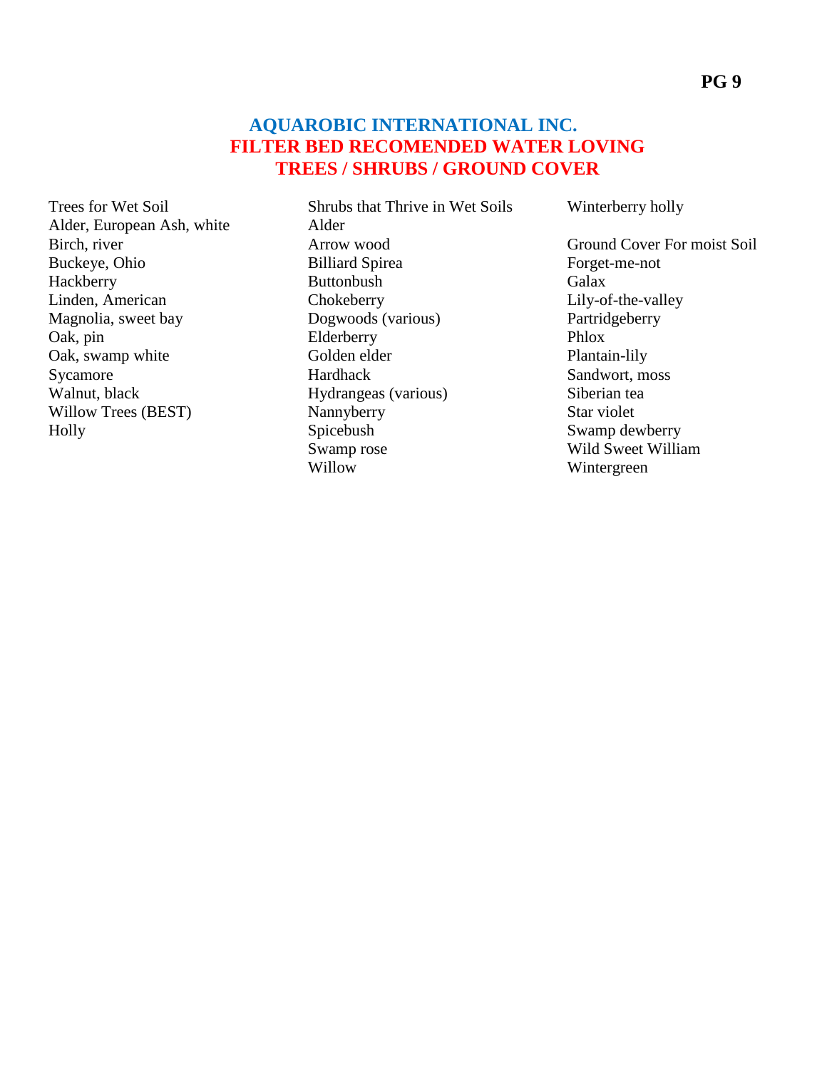# AQUAROBIC INTERNATIONAL INC.
## FILTER BED RECOMENDED WATER LOVING
## TREES / SHRUBS / GROUND COVER

Trees for Wet Soil
Alder, European Ash, white
Birch, river
Buckeye, Ohio
Hackberry
Linden, American
Magnolia, sweet bay
Oak, pin
Oak, swamp white
Sycamore
Walnut, black
Willow Trees (BEST)
Holly

Shrubs that Thrive in Wet Soils
Alder
Arrow wood
Billiard Spirea
Buttonbush
Chokeberry
Dogwoods (various)
Elderberry
Golden elder
Hardhack
Hydrangeas (various)
Nannyberry
Spicebush
Swamp rose
Willow
Winterberry holly

Ground Cover For moist Soil
Forget-me-not
Galax
Lily-of-the-valley
Partridgeberry
Phlox
Plantain-lily
Sandwort, moss
Siberian tea
Star violet
Swamp dewberry
Wild Sweet William
Wintergreen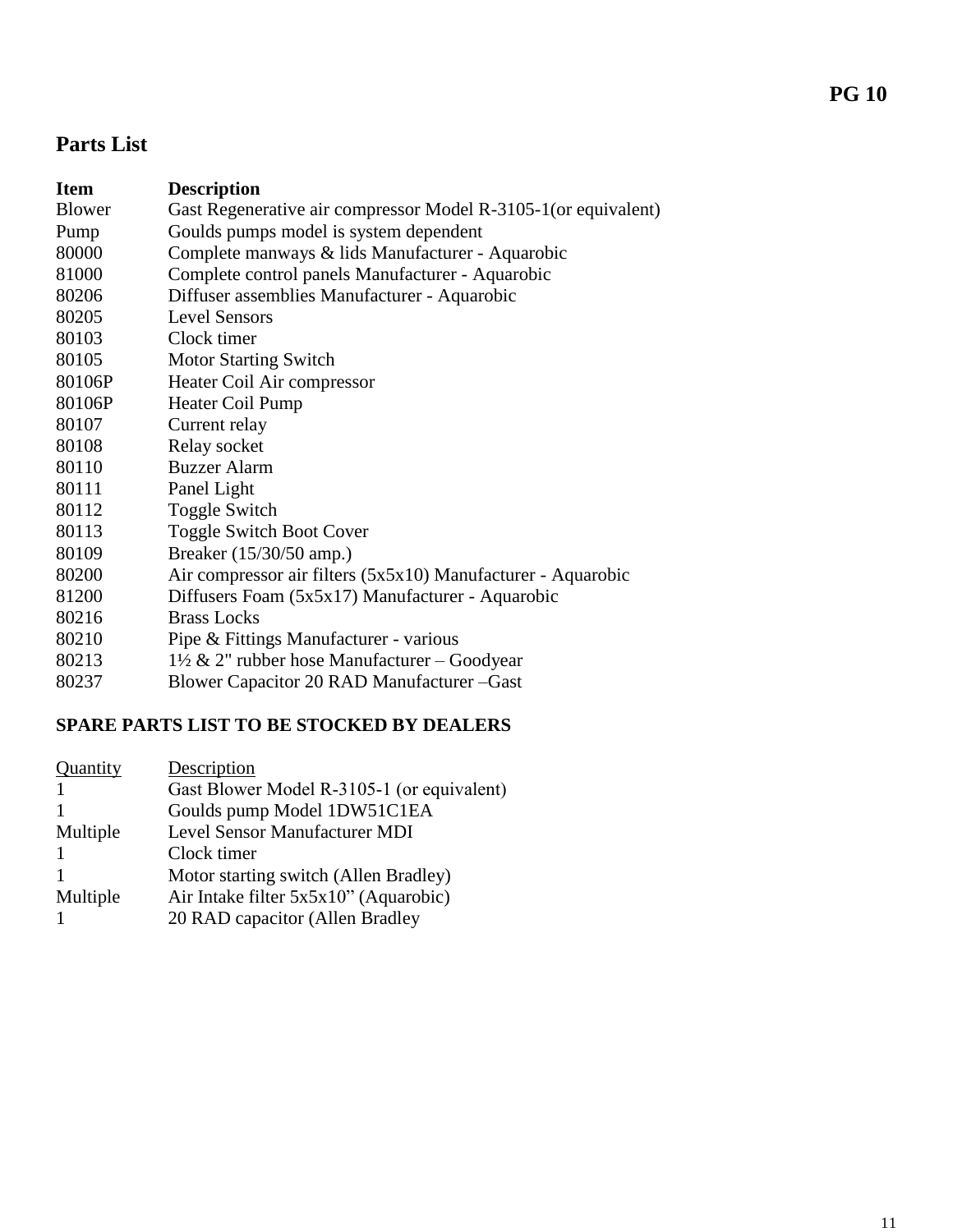## Parts List

| Item | Description |
|---|---|
| Blower | Gast Regenerative air compressor Model R-3105-1(or equivalent) |
| Pump | Goulds pumps model is system dependent |
| 80000 | Complete manways & lids Manufacturer - Aquarobic |
| 81000 | Complete control panels Manufacturer - Aquarobic |
| 80206 | Diffuser assemblies Manufacturer - Aquarobic |
| 80205 | Level Sensors |
| 80103 | Clock timer |
| 80105 | Motor Starting Switch |
| 80106P | Heater Coil Air compressor |
| 80106P | Heater Coil Pump |
| 80107 | Current relay |
| 80108 | Relay socket |
| 80110 | Buzzer Alarm |
| 80111 | Panel Light |
| 80112 | Toggle Switch |
| 80113 | Toggle Switch Boot Cover |
| 80109 | Breaker (15/30/50 amp.) |
| 80200 | Air compressor air filters (5x5x10) Manufacturer - Aquarobic |
| 81200 | Diffusers Foam (5x5x17) Manufacturer - Aquarobic |
| 80216 | Brass Locks |
| 80210 | Pipe & Fittings Manufacturer - various |
| 80213 | 1½ & 2" rubber hose Manufacturer – Goodyear |
| 80237 | Blower Capacitor 20 RAD Manufacturer –Gast |

### SPARE PARTS LIST TO BE STOCKED BY DEALERS

| Quantity | Description |
|---|---|
| 1 | Gast Blower Model R-3105-1 (or equivalent) |
| 1 | Goulds pump Model 1DW51C1EA |
| Multiple | Level Sensor Manufacturer MDI |
| 1 | Clock timer |
| 1 | Motor starting switch (Allen Bradley) |
| Multiple | Air Intake filter 5x5x10" (Aquarobic) |
| 1 | 20 RAD capacitor (Allen Bradley |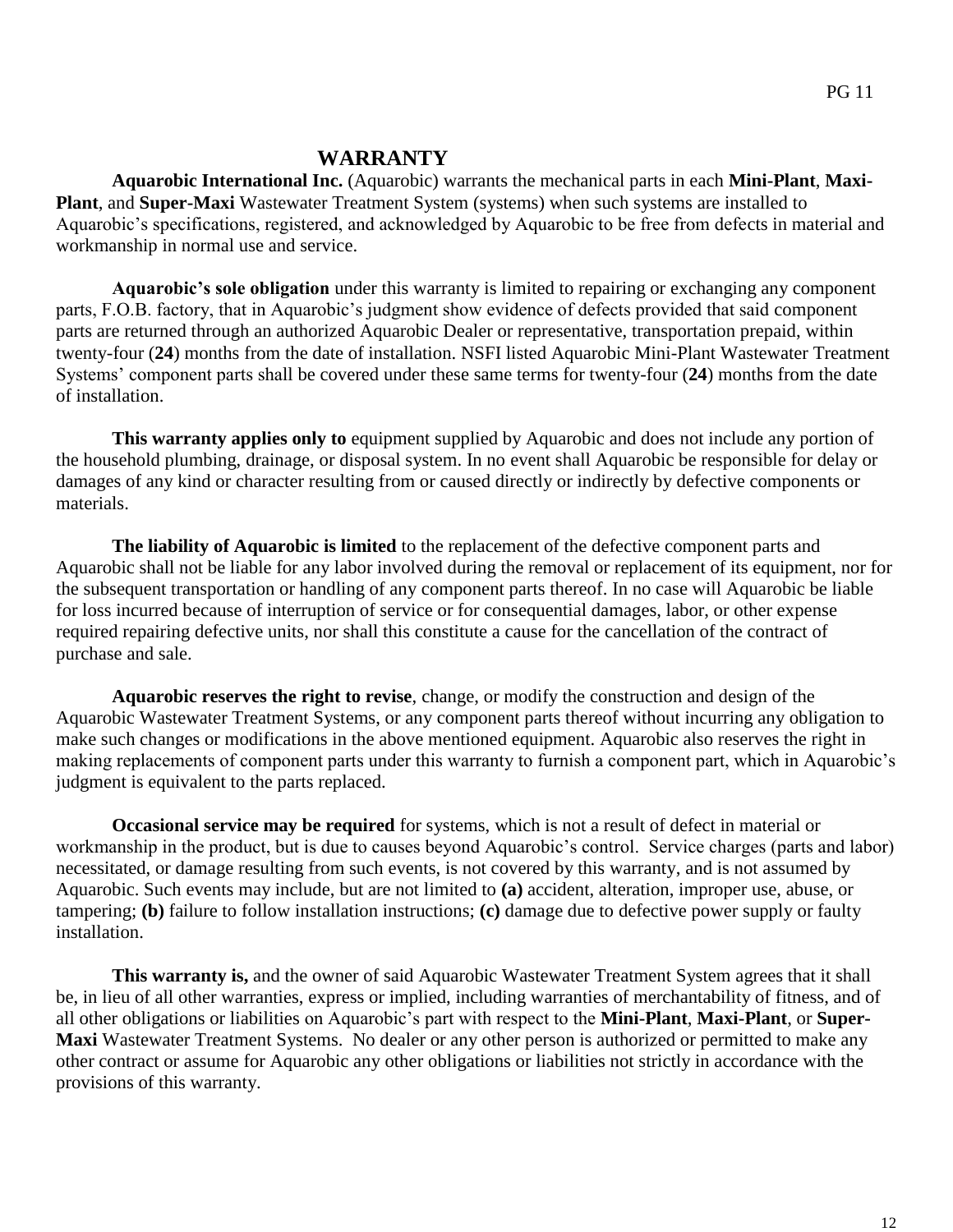# WARRANTY

**Aquarobic International Inc.** (Aquarobic) warrants the mechanical parts in each **Mini-Plant**, **Maxi-Plant**, and **Super-Maxi** Wastewater Treatment System (systems) when such systems are installed to Aquarobic's specifications, registered, and acknowledged by Aquarobic to be free from defects in material and workmanship in normal use and service.

**Aquarobic's sole obligation** under this warranty is limited to repairing or exchanging any component parts, F.O.B. factory, that in Aquarobic's judgment show evidence of defects provided that said component parts are returned through an authorized Aquarobic Dealer or representative, transportation prepaid, within twenty-four (**24**) months from the date of installation. NSFI listed Aquarobic Mini-Plant Wastewater Treatment Systems' component parts shall be covered under these same terms for twenty-four (**24**) months from the date of installation.

**This warranty applies only to** equipment supplied by Aquarobic and does not include any portion of the household plumbing, drainage, or disposal system. In no event shall Aquarobic be responsible for delay or damages of any kind or character resulting from or caused directly or indirectly by defective components or materials.

**The liability of Aquarobic is limited** to the replacement of the defective component parts and Aquarobic shall not be liable for any labor involved during the removal or replacement of its equipment, nor for the subsequent transportation or handling of any component parts thereof. In no case will Aquarobic be liable for loss incurred because of interruption of service or for consequential damages, labor, or other expense required repairing defective units, nor shall this constitute a cause for the cancellation of the contract of purchase and sale.

**Aquarobic reserves the right to revise**, change, or modify the construction and design of the Aquarobic Wastewater Treatment Systems, or any component parts thereof without incurring any obligation to make such changes or modifications in the above mentioned equipment. Aquarobic also reserves the right in making replacements of component parts under this warranty to furnish a component part, which in Aquarobic's judgment is equivalent to the parts replaced.

**Occasional service may be required** for systems, which is not a result of defect in material or workmanship in the product, but is due to causes beyond Aquarobic's control. Service charges (parts and labor) necessitated, or damage resulting from such events, is not covered by this warranty, and is not assumed by Aquarobic. Such events may include, but are not limited to **(a)** accident, alteration, improper use, abuse, or tampering; **(b)** failure to follow installation instructions; **(c)** damage due to defective power supply or faulty installation.

**This warranty is,** and the owner of said Aquarobic Wastewater Treatment System agrees that it shall be, in lieu of all other warranties, express or implied, including warranties of merchantability of fitness, and of all other obligations or liabilities on Aquarobic's part with respect to the **Mini-Plant**, **Maxi-Plant**, or **Super-Maxi** Wastewater Treatment Systems. No dealer or any other person is authorized or permitted to make any other contract or assume for Aquarobic any other obligations or liabilities not strictly in accordance with the provisions of this warranty.